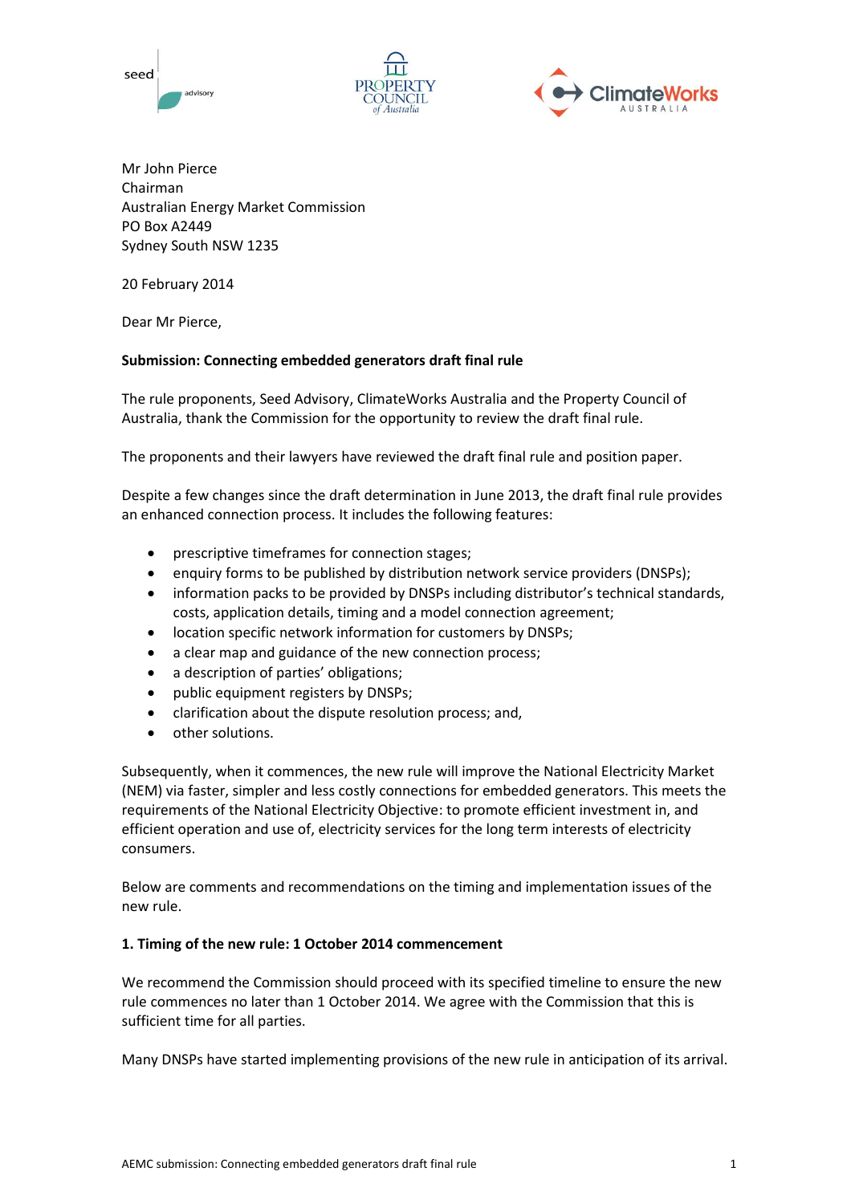Mr John Pierce
Chairman
Australian Energy Market Commission
PO Box A2449
Sydney South NSW 1235

20 February 2014

Dear Mr Pierce,

**Submission: Connecting embedded generators draft final rule**

The rule proponents, Seed Advisory, ClimateWorks Australia and the Property Council of Australia, thank the Commission for the opportunity to review the draft final rule.

The proponents and their lawyers have reviewed the draft final rule and position paper.

Despite a few changes since the draft determination in June 2013, the draft final rule provides an enhanced connection process. It includes the following features:

- prescriptive timeframes for connection stages;
- enquiry forms to be published by distribution network service providers (DNSPs);
- information packs to be provided by DNSPs including distributor's technical standards, costs, application details, timing and a model connection agreement;
- location specific network information for customers by DNSPs;
- a clear map and guidance of the new connection process;
- a description of parties' obligations;
- public equipment registers by DNSPs;
- clarification about the dispute resolution process; and,
- other solutions.

Subsequently, when it commences, the new rule will improve the National Electricity Market (NEM) via faster, simpler and less costly connections for embedded generators. This meets the requirements of the National Electricity Objective: to promote efficient investment in, and efficient operation and use of, electricity services for the long term interests of electricity consumers.

Below are comments and recommendations on the timing and implementation issues of the new rule.

**1. Timing of the new rule: 1 October 2014 commencement**

We recommend the Commission should proceed with its specified timeline to ensure the new rule commences no later than 1 October 2014. We agree with the Commission that this is sufficient time for all parties.

Many DNSPs have started implementing provisions of the new rule in anticipation of its arrival.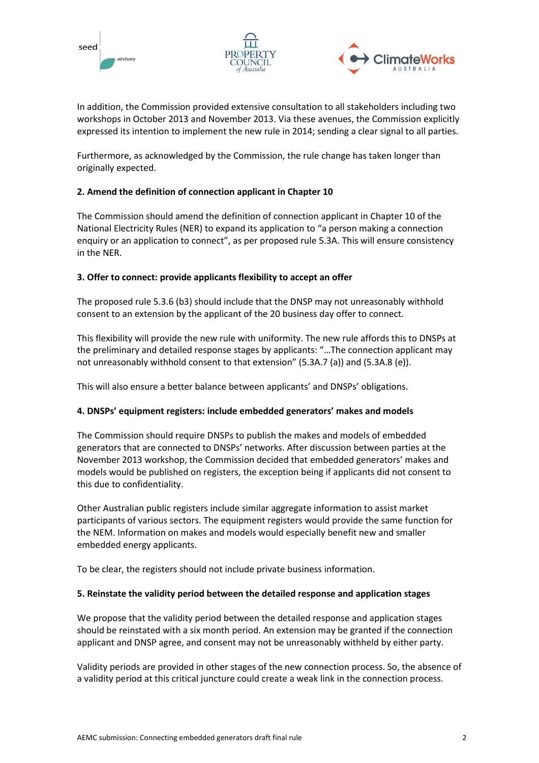In addition, the Commission provided extensive consultation to all stakeholders including two workshops in October 2013 and November 2013. Via these avenues, the Commission explicitly expressed its intention to implement the new rule in 2014; sending a clear signal to all parties.

Furthermore, as acknowledged by the Commission, the rule change has taken longer than originally expected.

**2. Amend the definition of connection applicant in Chapter 10**

The Commission should amend the definition of connection applicant in Chapter 10 of the National Electricity Rules (NER) to expand its application to "a person making a connection enquiry or an application to connect", as per proposed rule 5.3A. This will ensure consistency in the NER.

**3. Offer to connect: provide applicants flexibility to accept an offer**

The proposed rule 5.3.6 (b3) should include that the DNSP may not unreasonably withhold consent to an extension by the applicant of the 20 business day offer to connect.

This flexibility will provide the new rule with uniformity. The new rule affords this to DNSPs at the preliminary and detailed response stages by applicants: "…The connection applicant may not unreasonably withhold consent to that extension" (5.3A.7 (a)) and (5.3A.8 (e)).

This will also ensure a better balance between applicants' and DNSPs' obligations.

**4. DNSPs' equipment registers: include embedded generators' makes and models**

The Commission should require DNSPs to publish the makes and models of embedded generators that are connected to DNSPs' networks. After discussion between parties at the November 2013 workshop, the Commission decided that embedded generators' makes and models would be published on registers, the exception being if applicants did not consent to this due to confidentiality.

Other Australian public registers include similar aggregate information to assist market participants of various sectors. The equipment registers would provide the same function for the NEM. Information on makes and models would especially benefit new and smaller embedded energy applicants.

To be clear, the registers should not include private business information.

**5. Reinstate the validity period between the detailed response and application stages**

We propose that the validity period between the detailed response and application stages should be reinstated with a six month period. An extension may be granted if the connection applicant and DNSP agree, and consent may not be unreasonably withheld by either party.

Validity periods are provided in other stages of the new connection process. So, the absence of a validity period at this critical juncture could create a weak link in the connection process.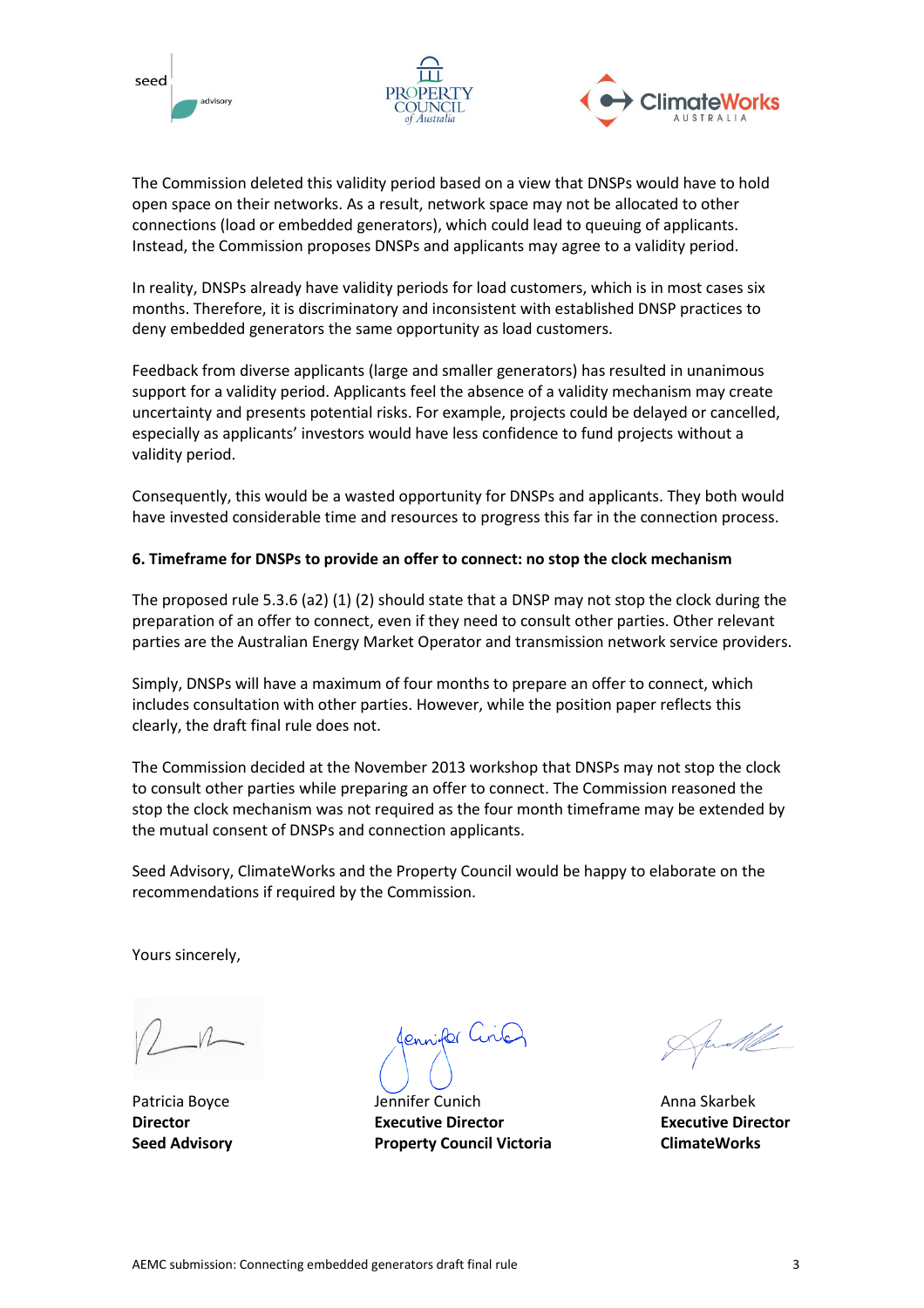The Commission deleted this validity period based on a view that DNSPs would have to hold open space on their networks. As a result, network space may not be allocated to other connections (load or embedded generators), which could lead to queuing of applicants. Instead, the Commission proposes DNSPs and applicants may agree to a validity period.

In reality, DNSPs already have validity periods for load customers, which is in most cases six months. Therefore, it is discriminatory and inconsistent with established DNSP practices to deny embedded generators the same opportunity as load customers.

Feedback from diverse applicants (large and smaller generators) has resulted in unanimous support for a validity period. Applicants feel the absence of a validity mechanism may create uncertainty and presents potential risks. For example, projects could be delayed or cancelled, especially as applicants' investors would have less confidence to fund projects without a validity period.

Consequently, this would be a wasted opportunity for DNSPs and applicants. They both would have invested considerable time and resources to progress this far in the connection process.

**6. Timeframe for DNSPs to provide an offer to connect: no stop the clock mechanism**

The proposed rule 5.3.6 (a2) (1) (2) should state that a DNSP may not stop the clock during the preparation of an offer to connect, even if they need to consult other parties. Other relevant parties are the Australian Energy Market Operator and transmission network service providers.

Simply, DNSPs will have a maximum of four months to prepare an offer to connect, which includes consultation with other parties. However, while the position paper reflects this clearly, the draft final rule does not.

The Commission decided at the November 2013 workshop that DNSPs may not stop the clock to consult other parties while preparing an offer to connect. The Commission reasoned the stop the clock mechanism was not required as the four month timeframe may be extended by the mutual consent of DNSPs and connection applicants.

Seed Advisory, ClimateWorks and the Property Council would be happy to elaborate on the recommendations if required by the Commission.

Yours sincerely,

Patricia Boyce
**Director**
**Seed Advisory**

Jennifer Cunich
**Executive Director**
**Property Council Victoria**

Anna Skarbek
**Executive Director**
**ClimateWorks**